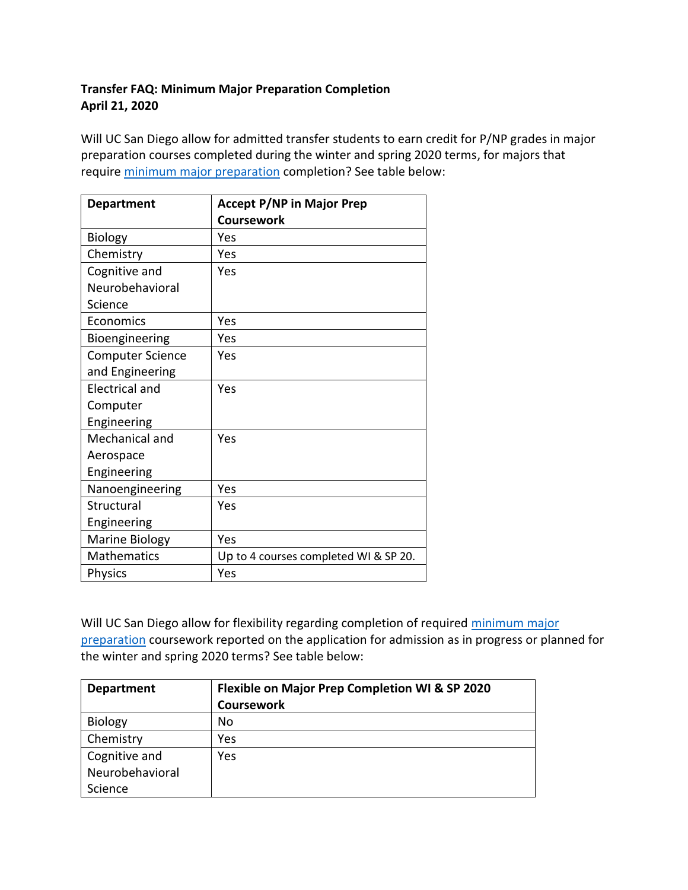**Transfer FAQ: Minimum Major Preparation Completion**
**April 21, 2020**

Will UC San Diego allow for admitted transfer students to earn credit for P/NP grades in major preparation courses completed during the winter and spring 2020 terms, for majors that require minimum major preparation completion? See table below:

| Department | Accept P/NP in Major Prep Coursework |
|---|---|
| Biology | Yes |
| Chemistry | Yes |
| Cognitive and Neurobehavioral Science | Yes |
| Economics | Yes |
| Bioengineering | Yes |
| Computer Science and Engineering | Yes |
| Electrical and Computer Engineering | Yes |
| Mechanical and Aerospace Engineering | Yes |
| Nanoengineering | Yes |
| Structural Engineering | Yes |
| Marine Biology | Yes |
| Mathematics | Up to 4 courses completed WI & SP 20. |
| Physics | Yes |

Will UC San Diego allow for flexibility regarding completion of required minimum major preparation coursework reported on the application for admission as in progress or planned for the winter and spring 2020 terms? See table below:

| Department | Flexible on Major Prep Completion WI & SP 2020 Coursework |
|---|---|
| Biology | No |
| Chemistry | Yes |
| Cognitive and Neurobehavioral Science | Yes |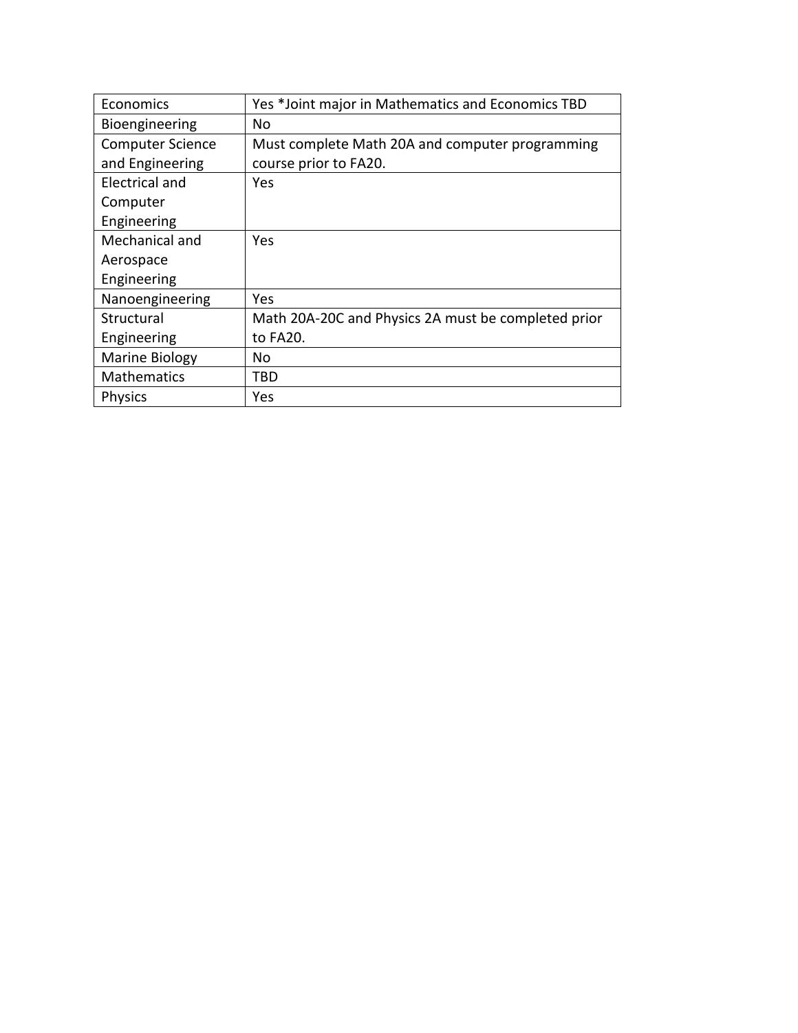| | |
|---|---|
| Economics | Yes *Joint major in Mathematics and Economics TBD |
| Bioengineering | No |
| Computer Science and Engineering | Must complete Math 20A and computer programming course prior to FA20. |
| Electrical and Computer Engineering | Yes |
| Mechanical and Aerospace Engineering | Yes |
| Nanoengineering | Yes |
| Structural Engineering | Math 20A-20C and Physics 2A must be completed prior to FA20. |
| Marine Biology | No |
| Mathematics | TBD |
| Physics | Yes |